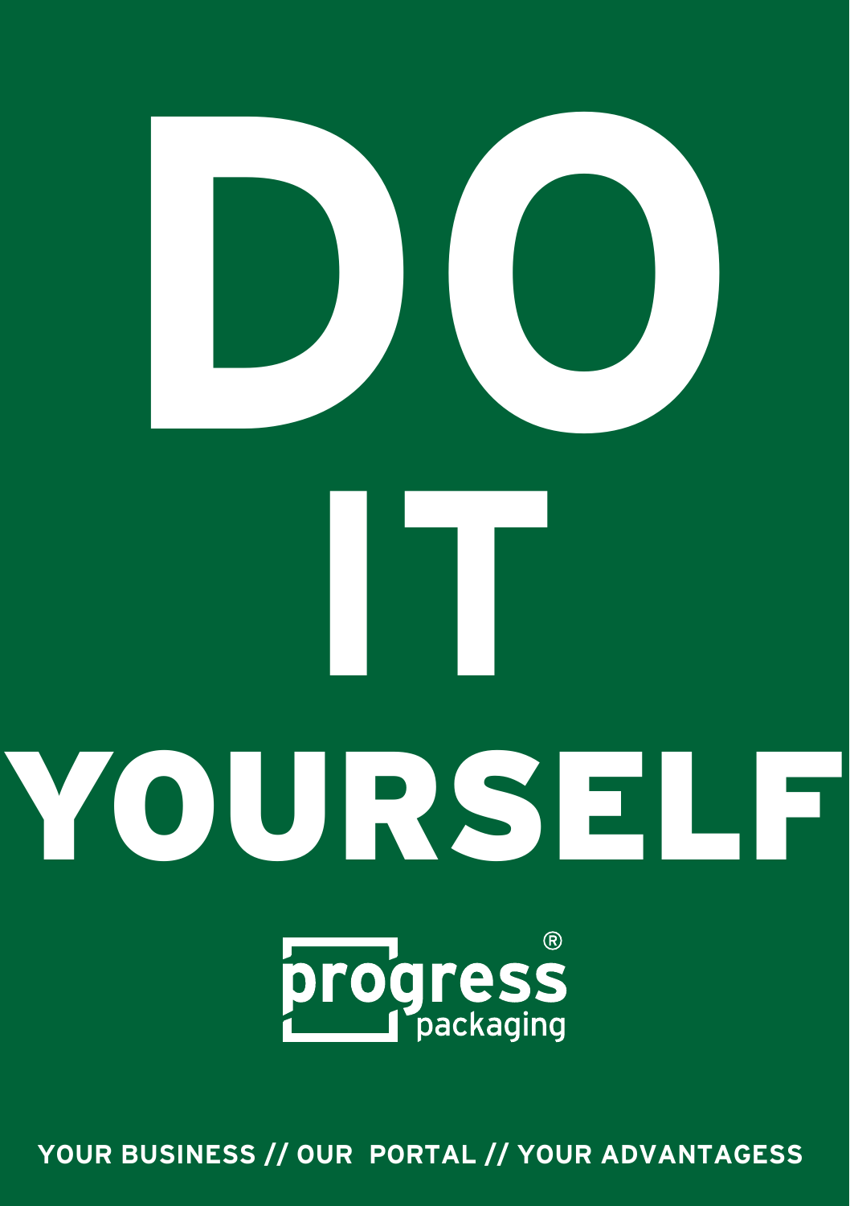# DO IT YOURSELF

progress® packaging

**YOUR BUSINESS // OUR PORTAL // YOUR ADVANTAGESS**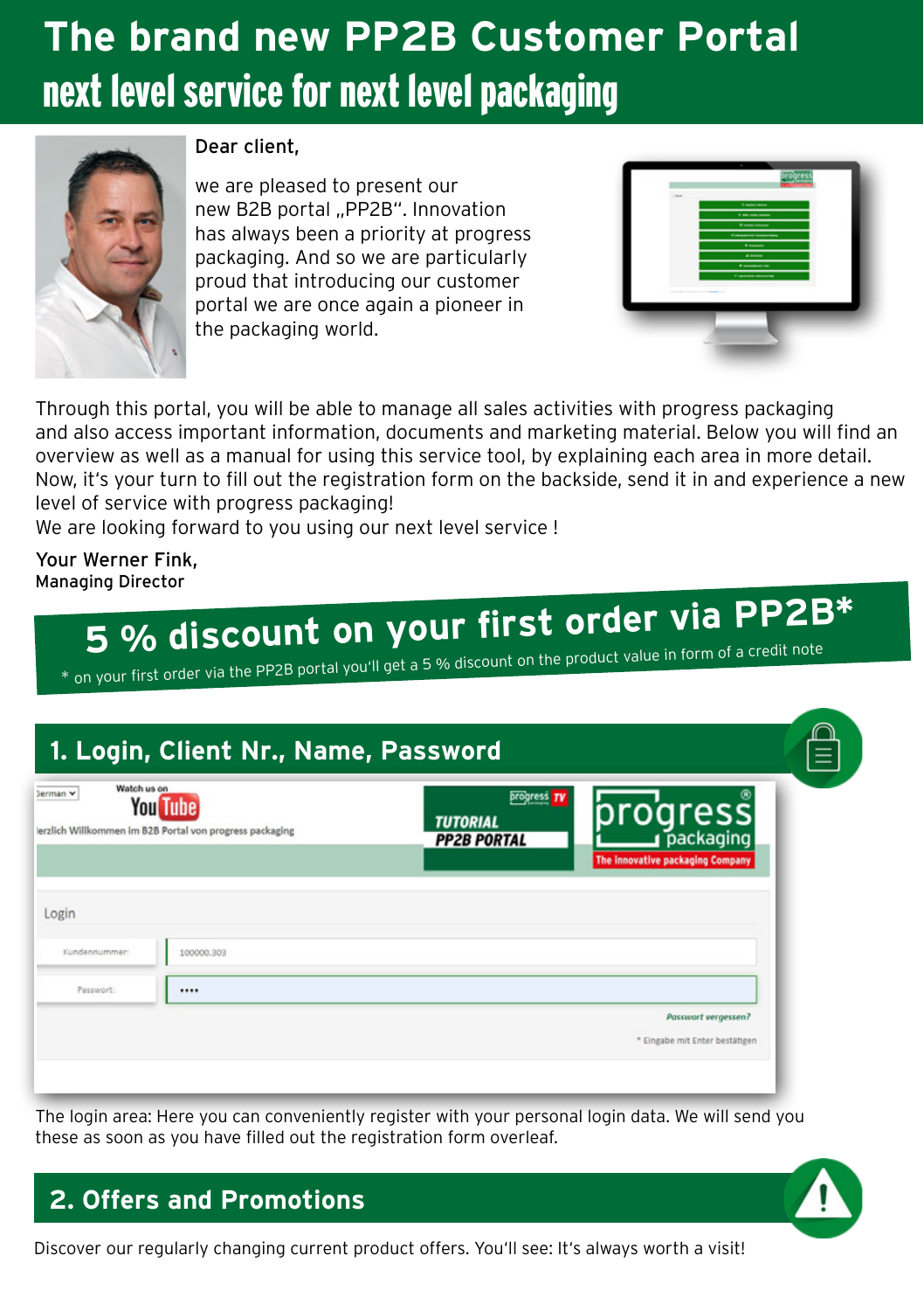# The brand new PP2B Customer Portal

## next level service for next level packaging

Dear client,

we are pleased to present our new B2B portal „PP2B". Innovation has always been a priority at progress packaging. And so we are particularly proud that introducing our customer portal we are once again a pioneer in the packaging world.

Through this portal, you will be able to manage all sales activities with progress packaging and also access important information, documents and marketing material. Below you will find an overview as well as a manual for using this service tool, by explaining each area in more detail. Now, it's your turn to fill out the registration form on the backside, send it in and experience a new level of service with progress packaging!
We are looking forward to you using our next level service !

Your Werner Fink,
Managing Director

## 5 % discount on your first order via PP2B*

* on your first order via the PP2B portal you'll get a 5 % discount on the product value in form of a credit note

## 1. Login, Client Nr., Name, Password

The login area: Here you can conveniently register with your personal login data. We will send you these as soon as you have filled out the registration form overleaf.

## 2. Offers and Promotions

Discover our regularly changing current product offers. You'll see: It's always worth a visit!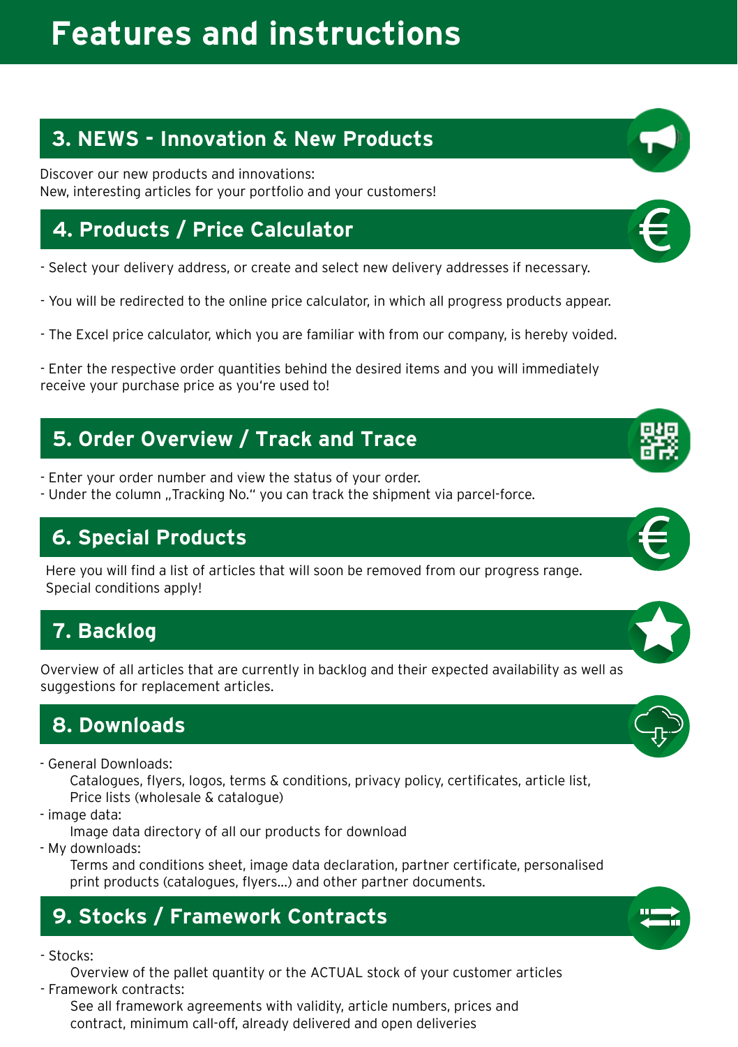# Features and instructions

## 3. NEWS - Innovation & New Products

Discover our new products and innovations:
New, interesting articles for your portfolio and your customers!

## 4. Products / Price Calculator

- Select your delivery address, or create and select new delivery addresses if necessary.

- You will be redirected to the online price calculator, in which all progress products appear.

- The Excel price calculator, which you are familiar with from our company, is hereby voided.

- Enter the respective order quantities behind the desired items and you will immediately receive your purchase price as you're used to!

## 5. Order Overview / Track and Trace

- Enter your order number and view the status of your order.
- Under the column „Tracking No." you can track the shipment via parcel-force.

## 6. Special Products

Here you will find a list of articles that will soon be removed from our progress range.
Special conditions apply!

## 7. Backlog

Overview of all articles that are currently in backlog and their expected availability as well as suggestions for replacement articles.

## 8. Downloads

- General Downloads:
  Catalogues, flyers, logos, terms & conditions, privacy policy, certificates, article list, Price lists (wholesale & catalogue)
- image data:
  Image data directory of all our products for download
- My downloads:
  Terms and conditions sheet, image data declaration, partner certificate, personalised print products (catalogues, flyers...) and other partner documents.

## 9. Stocks / Framework Contracts

- Stocks:
  Overview of the pallet quantity or the ACTUAL stock of your customer articles
- Framework contracts:
  See all framework agreements with validity, article numbers, prices and contract, minimum call-off, already delivered and open deliveries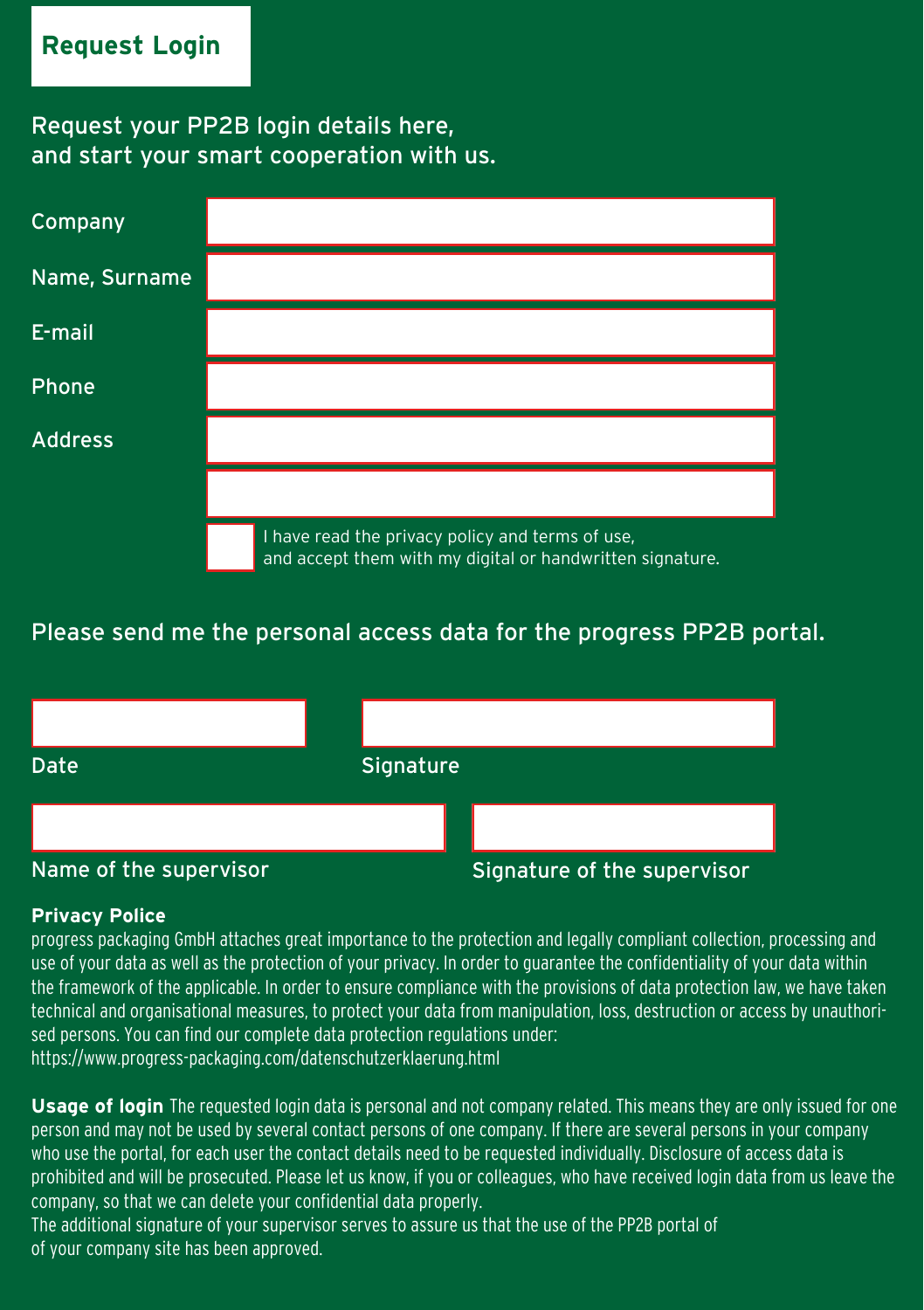# Request Login

Request your PP2B login details here,
and start your smart cooperation with us.

Company

Name, Surname

E-mail

Phone

Address

☐ I have read the privacy policy and terms of use, and accept them with my digital or handwritten signature.

Please send me the personal access data for the progress PP2B portal.

Date

Signature

Name of the supervisor

Signature of the supervisor

**Privacy Police**
progress packaging GmbH attaches great importance to the protection and legally compliant collection, processing and use of your data as well as the protection of your privacy. In order to guarantee the confidentiality of your data within the framework of the applicable. In order to ensure compliance with the provisions of data protection law, we have taken technical and organisational measures, to protect your data from manipulation, loss, destruction or access by unauthorised persons. You can find our complete data protection regulations under:
https://www.progress-packaging.com/datenschutzerklaerung.html

**Usage of login** The requested login data is personal and not company related. This means they are only issued for one person and may not be used by several contact persons of one company. If there are several persons in your company who use the portal, for each user the contact details need to be requested individually. Disclosure of access data is prohibited and will be prosecuted. Please let us know, if you or colleagues, who have received login data from us leave the company, so that we can delete your confidential data properly.
The additional signature of your supervisor serves to assure us that the use of the PP2B portal of of your company site has been approved.